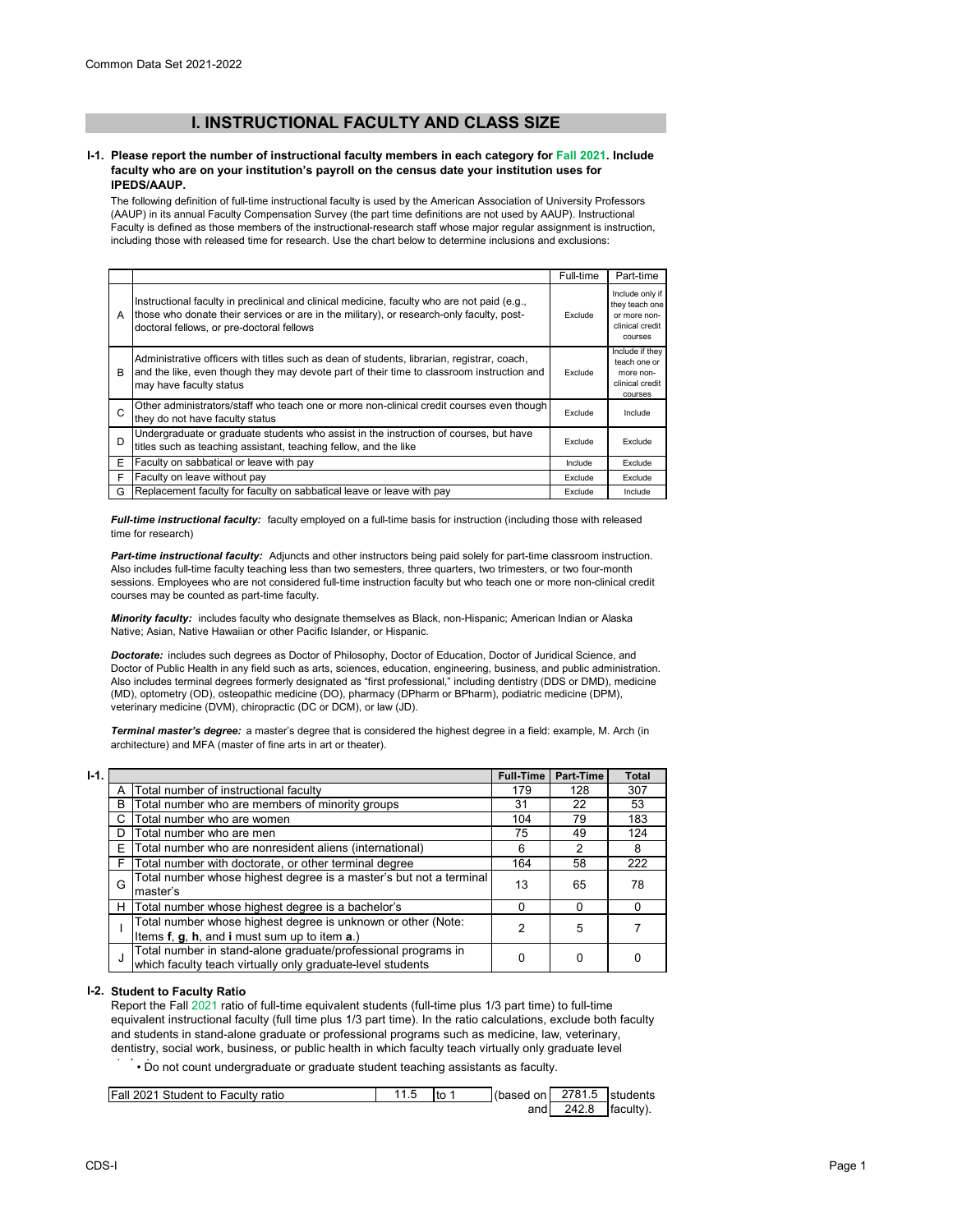Common Data Set 2021-2022

## I. INSTRUCTIONAL FACULTY AND CLASS SIZE

**I-1. Please report the number of instructional faculty members in each category for Fall 2021. Include faculty who are on your institution's payroll on the census date your institution uses for IPEDS/AAUP.**

The following definition of full-time instructional faculty is used by the American Association of University Professors (AAUP) in its annual Faculty Compensation Survey (the part time definitions are not used by AAUP). Instructional Faculty is defined as those members of the instructional-research staff whose major regular assignment is instruction, including those with released time for research. Use the chart below to determine inclusions and exclusions:

| | | Full-time | Part-time |
|---|---|---|---|
| A | Instructional faculty in preclinical and clinical medicine, faculty who are not paid (e.g., those who donate their services or are in the military), or research-only faculty, post-doctoral fellows, or pre-doctoral fellows | Exclude | Include only if they teach one or more non-clinical credit courses |
| B | Administrative officers with titles such as dean of students, librarian, registrar, coach, and the like, even though they may devote part of their time to classroom instruction and may have faculty status | Exclude | Include if they teach one or more non-clinical credit courses |
| C | Other administrators/staff who teach one or more non-clinical credit courses even though they do not have faculty status | Exclude | Include |
| D | Undergraduate or graduate students who assist in the instruction of courses, but have titles such as teaching assistant, teaching fellow, and the like | Exclude | Exclude |
| E | Faculty on sabbatical or leave with pay | Include | Exclude |
| F | Faculty on leave without pay | Exclude | Exclude |
| G | Replacement faculty for faculty on sabbatical leave or leave with pay | Exclude | Include |

***Full-time instructional faculty:*** faculty employed on a full-time basis for instruction (including those with released time for research)

***Part-time instructional faculty:*** Adjuncts and other instructors being paid solely for part-time classroom instruction. Also includes full-time faculty teaching less than two semesters, three quarters, two trimesters, or two four-month sessions. Employees who are not considered full-time instruction faculty but who teach one or more non-clinical credit courses may be counted as part-time faculty.

***Minority faculty:*** includes faculty who designate themselves as Black, non-Hispanic; American Indian or Alaska Native; Asian, Native Hawaiian or other Pacific Islander, or Hispanic.

***Doctorate:*** includes such degrees as Doctor of Philosophy, Doctor of Education, Doctor of Juridical Science, and Doctor of Public Health in any field such as arts, sciences, education, engineering, business, and public administration. Also includes terminal degrees formerly designated as "first professional," including dentistry (DDS or DMD), medicine (MD), optometry (OD), osteopathic medicine (DO), pharmacy (DPharm or BPharm), podiatric medicine (DPM), veterinary medicine (DVM), chiropractic (DC or DCM), or law (JD).

***Terminal master's degree:*** a master's degree that is considered the highest degree in a field: example, M. Arch (in architecture) and MFA (master of fine arts in art or theater).

**I-1.**

| | | Full-Time | Part-Time | Total |
|---|---|---|---|---|
| A | Total number of instructional faculty | 179 | 128 | 307 |
| B | Total number who are members of minority groups | 31 | 22 | 53 |
| C | Total number who are women | 104 | 79 | 183 |
| D | Total number who are men | 75 | 49 | 124 |
| E | Total number who are nonresident aliens (international) | 6 | 2 | 8 |
| F | Total number with doctorate, or other terminal degree | 164 | 58 | 222 |
| G | Total number whose highest degree is a master's but not a terminal master's | 13 | 65 | 78 |
| H | Total number whose highest degree is a bachelor's | 0 | 0 | 0 |
| I | Total number whose highest degree is unknown or other (Note: Items **f**, **g**, **h**, and **i** must sum up to item **a**.) | 2 | 5 | 7 |
| J | Total number in stand-alone graduate/professional programs in which faculty teach virtually only graduate-level students | 0 | 0 | 0 |

**I-2. Student to Faculty Ratio**

Report the Fall 2021 ratio of full-time equivalent students (full-time plus 1/3 part time) to full-time equivalent instructional faculty (full time plus 1/3 part time). In the ratio calculations, exclude both faculty and students in stand-alone graduate or professional programs such as medicine, law, veterinary, dentistry, social work, business, or public health in which faculty teach virtually only graduate level students.

• Do not count undergraduate or graduate student teaching assistants as faculty.

| Fall 2021 Student to Faculty ratio | 11.5 | to 1 | (based on | 2781.5 | students |
|---|---|---|---|---|---|
| | | | and | 242.8 | faculty). |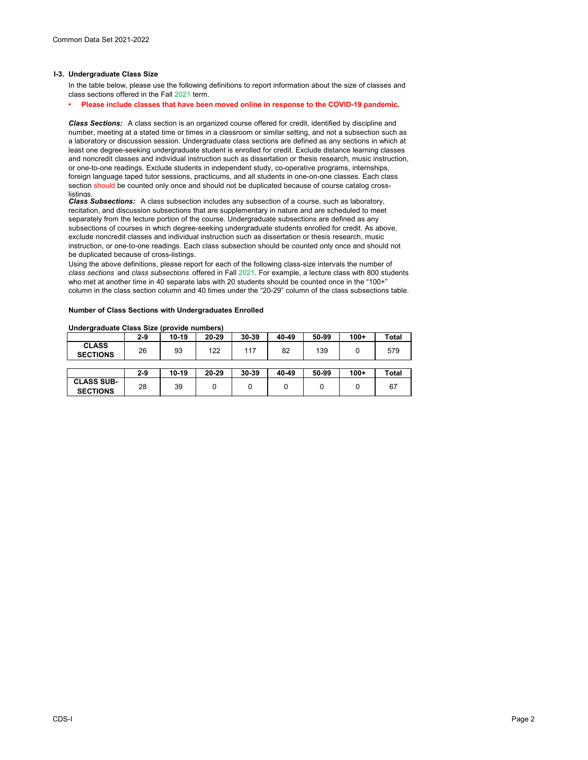### I-3. Undergraduate Class Size

In the table below, please use the following definitions to report information about the size of classes and class sections offered in the Fall 2021 term.

- **Please include classes that have been moved online in response to the COVID-19 pandemic.**

***Class Sections:*** A class section is an organized course offered for credit, identified by discipline and number, meeting at a stated time or times in a classroom or similar setting, and not a subsection such as a laboratory or discussion session. Undergraduate class sections are defined as any sections in which at least one degree-seeking undergraduate student is enrolled for credit. Exclude distance learning classes and noncredit classes and individual instruction such as dissertation or thesis research, music instruction, or one-to-one readings. Exclude students in independent study, co-operative programs, internships, foreign language taped tutor sessions, practicums, and all students in one-on-one classes. Each class section should be counted only once and should not be duplicated because of course catalog cross-listings.

***Class Subsections:*** A class subsection includes any subsection of a course, such as laboratory, recitation, and discussion subsections that are supplementary in nature and are scheduled to meet separately from the lecture portion of the course. Undergraduate subsections are defined as any subsections of courses in which degree-seeking undergraduate students enrolled for credit. As above, exclude noncredit classes and individual instruction such as dissertation or thesis research, music instruction, or one-to-one readings. Each class subsection should be counted only once and should not be duplicated because of cross-listings.

Using the above definitions, please report for each of the following class-size intervals the number of *class sections* and *class subsections* offered in Fall 2021. For example, a lecture class with 800 students who met at another time in 40 separate labs with 20 students should be counted once in the "100+" column in the class section column and 40 times under the "20-29" column of the class subsections table.

**Number of Class Sections with Undergraduates Enrolled**

**Undergraduate Class Size (provide numbers)**

| | 2-9 | 10-19 | 20-29 | 30-39 | 40-49 | 50-99 | 100+ | Total |
|---|---|---|---|---|---|---|---|---|
| **CLASS SECTIONS** | 26 | 93 | 122 | 117 | 82 | 139 | 0 | 579 |

| | 2-9 | 10-19 | 20-29 | 30-39 | 40-49 | 50-99 | 100+ | Total |
|---|---|---|---|---|---|---|---|---|
| **CLASS SUB-SECTIONS** | 28 | 39 | 0 | 0 | 0 | 0 | 0 | 67 |